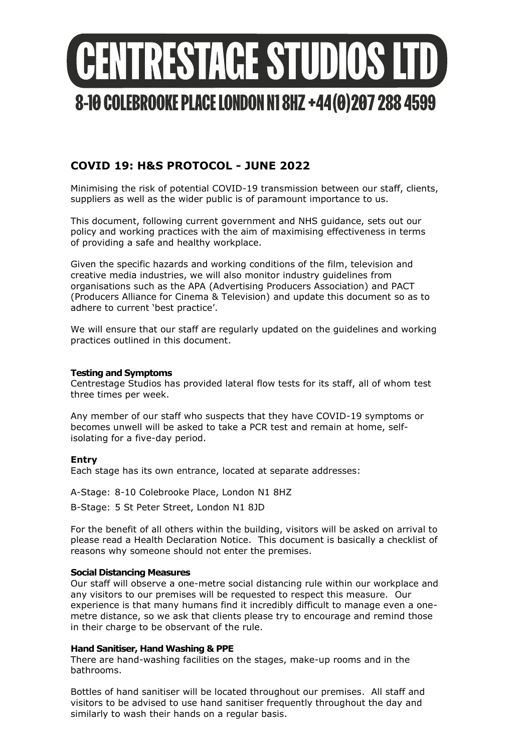# CENTRESTAGE STUDIOS LTD

## 8-10 COLEBROOKE PLACE LONDON N1 8HZ +44(0)207 288 4599

## COVID 19: H&S PROTOCOL - JUNE 2022

Minimising the risk of potential COVID-19 transmission between our staff, clients, suppliers as well as the wider public is of paramount importance to us.

This document, following current government and NHS guidance, sets out our policy and working practices with the aim of maximising effectiveness in terms of providing a safe and healthy workplace.

Given the specific hazards and working conditions of the film, television and creative media industries, we will also monitor industry guidelines from organisations such as the APA (Advertising Producers Association) and PACT (Producers Alliance for Cinema & Television) and update this document so as to adhere to current 'best practice'.

We will ensure that our staff are regularly updated on the guidelines and working practices outlined in this document.

### Testing and Symptoms

Centrestage Studios has provided lateral flow tests for its staff, all of whom test three times per week.

Any member of our staff who suspects that they have COVID-19 symptoms or becomes unwell will be asked to take a PCR test and remain at home, self-isolating for a five-day period.

### Entry

Each stage has its own entrance, located at separate addresses:

A-Stage: 8-10 Colebrooke Place, London N1 8HZ

B-Stage: 5 St Peter Street, London N1 8JD

For the benefit of all others within the building, visitors will be asked on arrival to please read a Health Declaration Notice. This document is basically a checklist of reasons why someone should not enter the premises.

### Social Distancing Measures

Our staff will observe a one-metre social distancing rule within our workplace and any visitors to our premises will be requested to respect this measure. Our experience is that many humans find it incredibly difficult to manage even a one-metre distance, so we ask that clients please try to encourage and remind those in their charge to be observant of the rule.

### Hand Sanitiser, Hand Washing & PPE

There are hand-washing facilities on the stages, make-up rooms and in the bathrooms.

Bottles of hand sanitiser will be located throughout our premises. All staff and visitors to be advised to use hand sanitiser frequently throughout the day and similarly to wash their hands on a regular basis.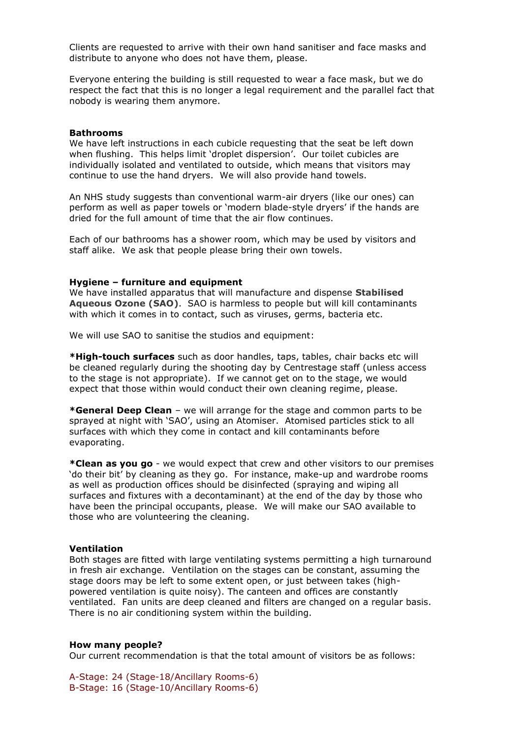Clients are requested to arrive with their own hand sanitiser and face masks and distribute to anyone who does not have them, please.

Everyone entering the building is still requested to wear a face mask, but we do respect the fact that this is no longer a legal requirement and the parallel fact that nobody is wearing them anymore.

**Bathrooms**
We have left instructions in each cubicle requesting that the seat be left down when flushing. This helps limit 'droplet dispersion'. Our toilet cubicles are individually isolated and ventilated to outside, which means that visitors may continue to use the hand dryers. We will also provide hand towels.

An NHS study suggests than conventional warm-air dryers (like our ones) can perform as well as paper towels or 'modern blade-style dryers' if the hands are dried for the full amount of time that the air flow continues.

Each of our bathrooms has a shower room, which may be used by visitors and staff alike. We ask that people please bring their own towels.

**Hygiene – furniture and equipment**
We have installed apparatus that will manufacture and dispense **Stabilised Aqueous Ozone (SAO)**. SAO is harmless to people but will kill contaminants with which it comes in to contact, such as viruses, germs, bacteria etc.

We will use SAO to sanitise the studios and equipment:

**\*High-touch surfaces** such as door handles, taps, tables, chair backs etc will be cleaned regularly during the shooting day by Centrestage staff (unless access to the stage is not appropriate). If we cannot get on to the stage, we would expect that those within would conduct their own cleaning regime, please.

**\*General Deep Clean** – we will arrange for the stage and common parts to be sprayed at night with 'SAO', using an Atomiser. Atomised particles stick to all surfaces with which they come in contact and kill contaminants before evaporating.

**\*Clean as you go** - we would expect that crew and other visitors to our premises 'do their bit' by cleaning as they go. For instance, make-up and wardrobe rooms as well as production offices should be disinfected (spraying and wiping all surfaces and fixtures with a decontaminant) at the end of the day by those who have been the principal occupants, please. We will make our SAO available to those who are volunteering the cleaning.

**Ventilation**
Both stages are fitted with large ventilating systems permitting a high turnaround in fresh air exchange. Ventilation on the stages can be constant, assuming the stage doors may be left to some extent open, or just between takes (high-powered ventilation is quite noisy). The canteen and offices are constantly ventilated. Fan units are deep cleaned and filters are changed on a regular basis. There is no air conditioning system within the building.

**How many people?**
Our current recommendation is that the total amount of visitors be as follows:

A-Stage: 24 (Stage-18/Ancillary Rooms-6)
B-Stage: 16 (Stage-10/Ancillary Rooms-6)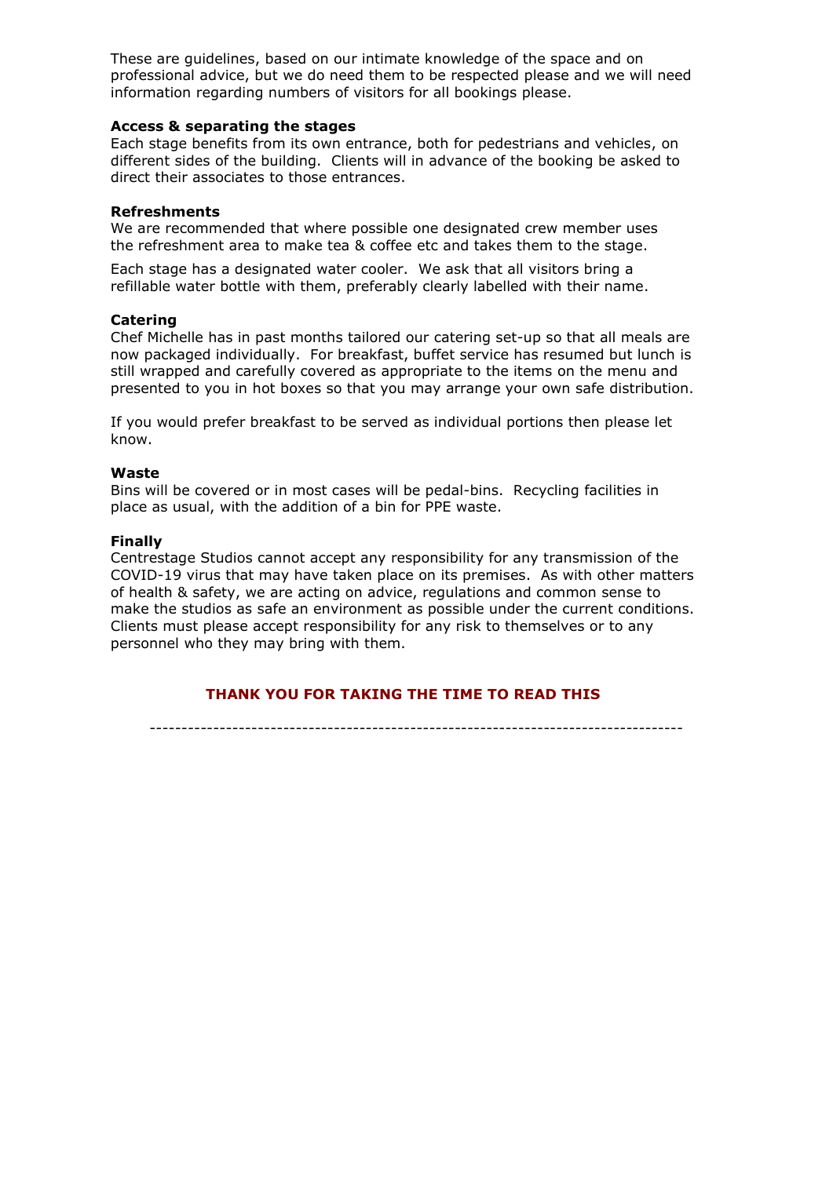These are guidelines, based on our intimate knowledge of the space and on professional advice, but we do need them to be respected please and we will need information regarding numbers of visitors for all bookings please.

**Access & separating the stages**
Each stage benefits from its own entrance, both for pedestrians and vehicles, on different sides of the building. Clients will in advance of the booking be asked to direct their associates to those entrances.

**Refreshments**
We are recommended that where possible one designated crew member uses the refreshment area to make tea & coffee etc and takes them to the stage.

Each stage has a designated water cooler. We ask that all visitors bring a refillable water bottle with them, preferably clearly labelled with their name.

**Catering**
Chef Michelle has in past months tailored our catering set-up so that all meals are now packaged individually. For breakfast, buffet service has resumed but lunch is still wrapped and carefully covered as appropriate to the items on the menu and presented to you in hot boxes so that you may arrange your own safe distribution.

If you would prefer breakfast to be served as individual portions then please let know.

**Waste**
Bins will be covered or in most cases will be pedal-bins. Recycling facilities in place as usual, with the addition of a bin for PPE waste.

**Finally**
Centrestage Studios cannot accept any responsibility for any transmission of the COVID-19 virus that may have taken place on its premises. As with other matters of health & safety, we are acting on advice, regulations and common sense to make the studios as safe an environment as possible under the current conditions. Clients must please accept responsibility for any risk to themselves or to any personnel who they may bring with them.

**THANK YOU FOR TAKING THE TIME TO READ THIS**

---